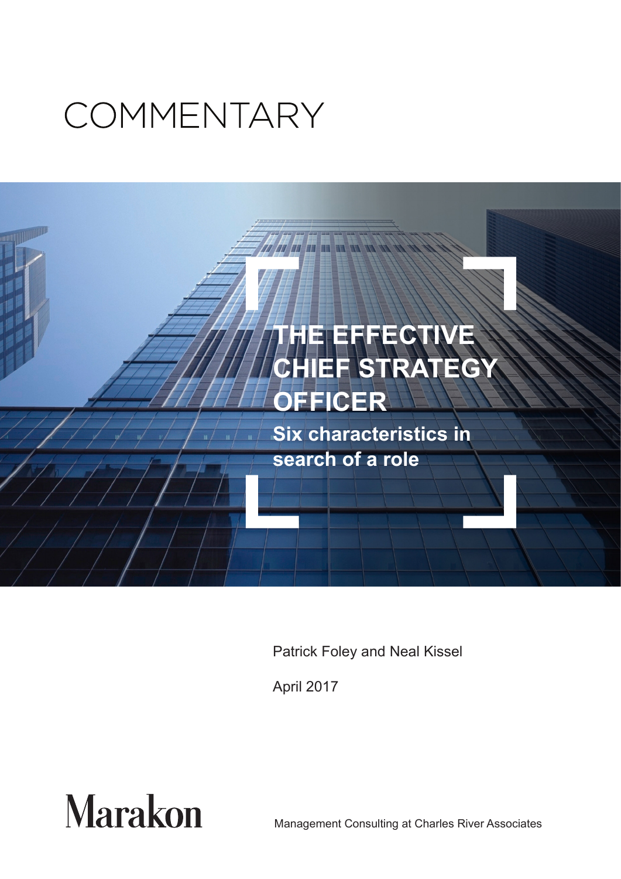COMMENTARY

# THE EFFECTIVE CHIEF STRATEGY OFFICER

## Six characteristics in search of a role

Patrick Foley and Neal Kissel

April 2017

Marakon

Management Consulting at Charles River Associates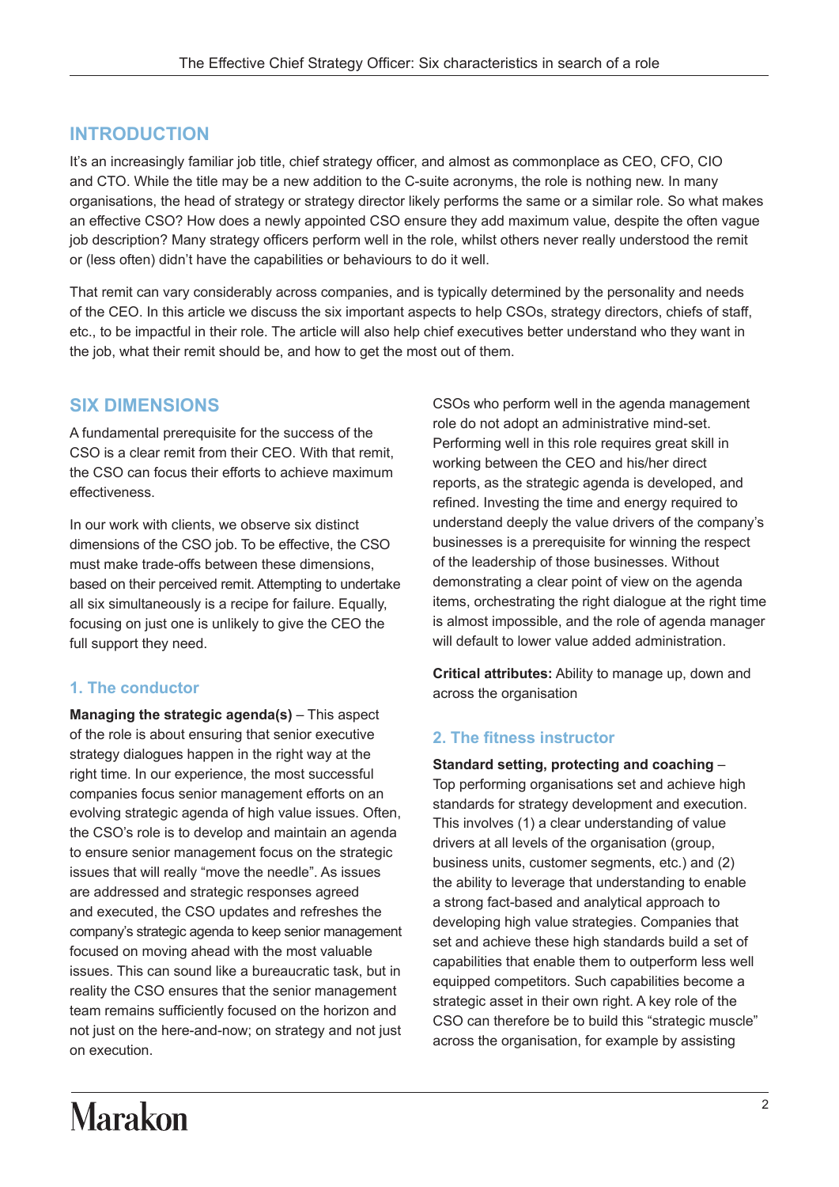## INTRODUCTION

It's an increasingly familiar job title, chief strategy officer, and almost as commonplace as CEO, CFO, CIO and CTO. While the title may be a new addition to the C-suite acronyms, the role is nothing new. In many organisations, the head of strategy or strategy director likely performs the same or a similar role. So what makes an effective CSO? How does a newly appointed CSO ensure they add maximum value, despite the often vague job description? Many strategy officers perform well in the role, whilst others never really understood the remit or (less often) didn't have the capabilities or behaviours to do it well.

That remit can vary considerably across companies, and is typically determined by the personality and needs of the CEO. In this article we discuss the six important aspects to help CSOs, strategy directors, chiefs of staff, etc., to be impactful in their role. The article will also help chief executives better understand who they want in the job, what their remit should be, and how to get the most out of them.

## SIX DIMENSIONS

A fundamental prerequisite for the success of the CSO is a clear remit from their CEO. With that remit, the CSO can focus their efforts to achieve maximum effectiveness.

In our work with clients, we observe six distinct dimensions of the CSO job. To be effective, the CSO must make trade-offs between these dimensions, based on their perceived remit. Attempting to undertake all six simultaneously is a recipe for failure. Equally, focusing on just one is unlikely to give the CEO the full support they need.

### 1. The conductor

**Managing the strategic agenda(s)** – This aspect of the role is about ensuring that senior executive strategy dialogues happen in the right way at the right time. In our experience, the most successful companies focus senior management efforts on an evolving strategic agenda of high value issues. Often, the CSO's role is to develop and maintain an agenda to ensure senior management focus on the strategic issues that will really "move the needle". As issues are addressed and strategic responses agreed and executed, the CSO updates and refreshes the company's strategic agenda to keep senior management focused on moving ahead with the most valuable issues. This can sound like a bureaucratic task, but in reality the CSO ensures that the senior management team remains sufficiently focused on the horizon and not just on the here-and-now; on strategy and not just on execution.

CSOs who perform well in the agenda management role do not adopt an administrative mind-set. Performing well in this role requires great skill in working between the CEO and his/her direct reports, as the strategic agenda is developed, and refined. Investing the time and energy required to understand deeply the value drivers of the company's businesses is a prerequisite for winning the respect of the leadership of those businesses. Without demonstrating a clear point of view on the agenda items, orchestrating the right dialogue at the right time is almost impossible, and the role of agenda manager will default to lower value added administration.

**Critical attributes:** Ability to manage up, down and across the organisation

### 2. The fitness instructor

**Standard setting, protecting and coaching** – Top performing organisations set and achieve high standards for strategy development and execution. This involves (1) a clear understanding of value drivers at all levels of the organisation (group, business units, customer segments, etc.) and (2) the ability to leverage that understanding to enable a strong fact-based and analytical approach to developing high value strategies. Companies that set and achieve these high standards build a set of capabilities that enable them to outperform less well equipped competitors. Such capabilities become a strategic asset in their own right. A key role of the CSO can therefore be to build this "strategic muscle" across the organisation, for example by assisting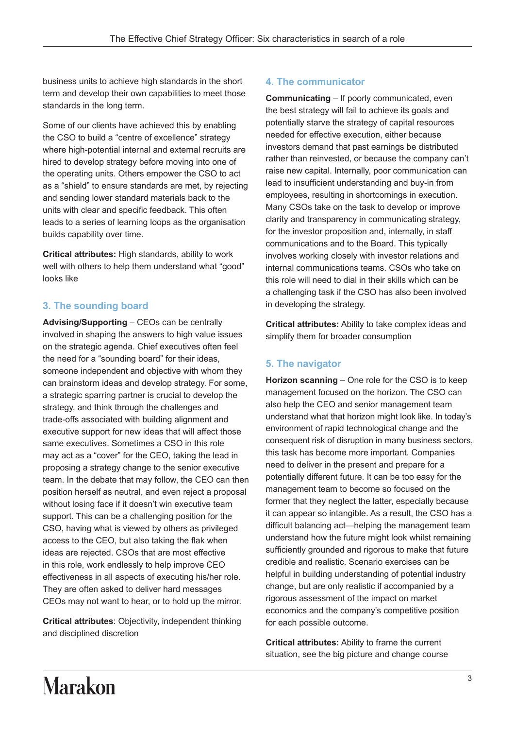business units to achieve high standards in the short term and develop their own capabilities to meet those standards in the long term.

Some of our clients have achieved this by enabling the CSO to build a "centre of excellence" strategy where high-potential internal and external recruits are hired to develop strategy before moving into one of the operating units. Others empower the CSO to act as a "shield" to ensure standards are met, by rejecting and sending lower standard materials back to the units with clear and specific feedback. This often leads to a series of learning loops as the organisation builds capability over time.

**Critical attributes:** High standards, ability to work well with others to help them understand what "good" looks like

### 3. The sounding board

**Advising/Supporting** – CEOs can be centrally involved in shaping the answers to high value issues on the strategic agenda. Chief executives often feel the need for a "sounding board" for their ideas, someone independent and objective with whom they can brainstorm ideas and develop strategy. For some, a strategic sparring partner is crucial to develop the strategy, and think through the challenges and trade-offs associated with building alignment and executive support for new ideas that will affect those same executives. Sometimes a CSO in this role may act as a "cover" for the CEO, taking the lead in proposing a strategy change to the senior executive team. In the debate that may follow, the CEO can then position herself as neutral, and even reject a proposal without losing face if it doesn't win executive team support. This can be a challenging position for the CSO, having what is viewed by others as privileged access to the CEO, but also taking the flak when ideas are rejected. CSOs that are most effective in this role, work endlessly to help improve CEO effectiveness in all aspects of executing his/her role. They are often asked to deliver hard messages CEOs may not want to hear, or to hold up the mirror.

**Critical attributes**: Objectivity, independent thinking and disciplined discretion

### 4. The communicator

**Communicating** – If poorly communicated, even the best strategy will fail to achieve its goals and potentially starve the strategy of capital resources needed for effective execution, either because investors demand that past earnings be distributed rather than reinvested, or because the company can't raise new capital. Internally, poor communication can lead to insufficient understanding and buy-in from employees, resulting in shortcomings in execution. Many CSOs take on the task to develop or improve clarity and transparency in communicating strategy, for the investor proposition and, internally, in staff communications and to the Board. This typically involves working closely with investor relations and internal communications teams. CSOs who take on this role will need to dial in their skills which can be a challenging task if the CSO has also been involved in developing the strategy.

**Critical attributes:** Ability to take complex ideas and simplify them for broader consumption

### 5. The navigator

**Horizon scanning** – One role for the CSO is to keep management focused on the horizon. The CSO can also help the CEO and senior management team understand what that horizon might look like. In today's environment of rapid technological change and the consequent risk of disruption in many business sectors, this task has become more important. Companies need to deliver in the present and prepare for a potentially different future. It can be too easy for the management team to become so focused on the former that they neglect the latter, especially because it can appear so intangible. As a result, the CSO has a difficult balancing act—helping the management team understand how the future might look whilst remaining sufficiently grounded and rigorous to make that future credible and realistic. Scenario exercises can be helpful in building understanding of potential industry change, but are only realistic if accompanied by a rigorous assessment of the impact on market economics and the company's competitive position for each possible outcome.

**Critical attributes:** Ability to frame the current situation, see the big picture and change course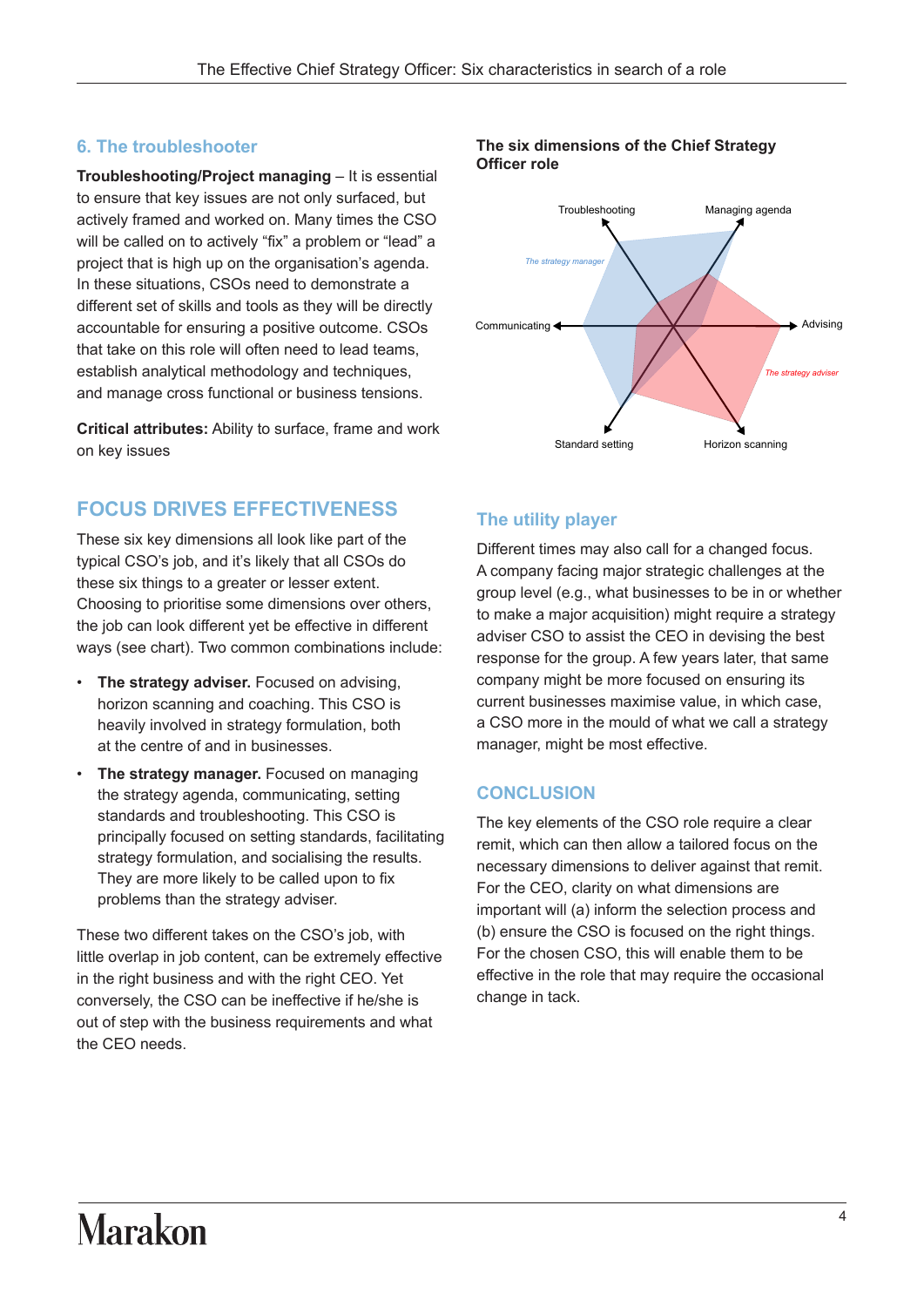## 6. The troubleshooter

**Troubleshooting/Project managing** – It is essential to ensure that key issues are not only surfaced, but actively framed and worked on. Many times the CSO will be called on to actively "fix" a problem or "lead" a project that is high up on the organisation's agenda. In these situations, CSOs need to demonstrate a different set of skills and tools as they will be directly accountable for ensuring a positive outcome. CSOs that take on this role will often need to lead teams, establish analytical methodology and techniques, and manage cross functional or business tensions.

**Critical attributes:** Ability to surface, frame and work on key issues

**The six dimensions of the Chief Strategy Officer role**

Troubleshooting
Managing agenda
Communicating
Advising
Standard setting
Horizon scanning
*The strategy manager*
*The strategy adviser*

## FOCUS DRIVES EFFECTIVENESS

These six key dimensions all look like part of the typical CSO's job, and it's likely that all CSOs do these six things to a greater or lesser extent. Choosing to prioritise some dimensions over others, the job can look different yet be effective in different ways (see chart). Two common combinations include:

- **The strategy adviser.** Focused on advising, horizon scanning and coaching. This CSO is heavily involved in strategy formulation, both at the centre of and in businesses.
- **The strategy manager.** Focused on managing the strategy agenda, communicating, setting standards and troubleshooting. This CSO is principally focused on setting standards, facilitating strategy formulation, and socialising the results. They are more likely to be called upon to fix problems than the strategy adviser.

These two different takes on the CSO's job, with little overlap in job content, can be extremely effective in the right business and with the right CEO. Yet conversely, the CSO can be ineffective if he/she is out of step with the business requirements and what the CEO needs.

## The utility player

Different times may also call for a changed focus. A company facing major strategic challenges at the group level (e.g., what businesses to be in or whether to make a major acquisition) might require a strategy adviser CSO to assist the CEO in devising the best response for the group. A few years later, that same company might be more focused on ensuring its current businesses maximise value, in which case, a CSO more in the mould of what we call a strategy manager, might be most effective.

## CONCLUSION

The key elements of the CSO role require a clear remit, which can then allow a tailored focus on the necessary dimensions to deliver against that remit. For the CEO, clarity on what dimensions are important will (a) inform the selection process and (b) ensure the CSO is focused on the right things. For the chosen CSO, this will enable them to be effective in the role that may require the occasional change in tack.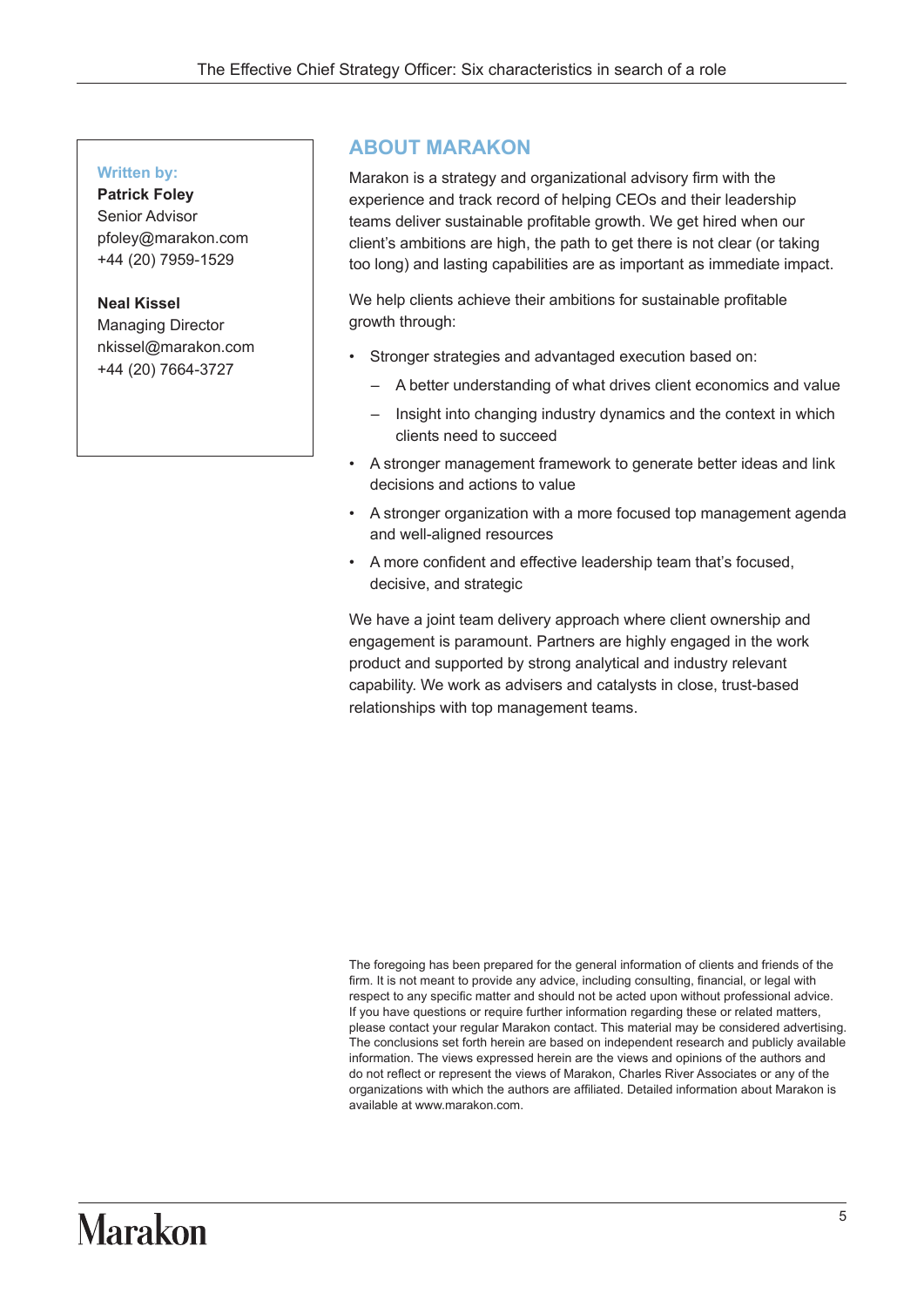**Written by:**

**Patrick Foley**
Senior Advisor
pfoley@marakon.com
+44 (20) 7959-1529

**Neal Kissel**
Managing Director
nkissel@marakon.com
+44 (20) 7664-3727

## ABOUT MARAKON

Marakon is a strategy and organizational advisory firm with the experience and track record of helping CEOs and their leadership teams deliver sustainable profitable growth. We get hired when our client's ambitions are high, the path to get there is not clear (or taking too long) and lasting capabilities are as important as immediate impact.

We help clients achieve their ambitions for sustainable profitable growth through:

- Stronger strategies and advantaged execution based on:
  - A better understanding of what drives client economics and value
  - Insight into changing industry dynamics and the context in which clients need to succeed
- A stronger management framework to generate better ideas and link decisions and actions to value
- A stronger organization with a more focused top management agenda and well-aligned resources
- A more confident and effective leadership team that's focused, decisive, and strategic

We have a joint team delivery approach where client ownership and engagement is paramount. Partners are highly engaged in the work product and supported by strong analytical and industry relevant capability. We work as advisers and catalysts in close, trust-based relationships with top management teams.

The foregoing has been prepared for the general information of clients and friends of the firm. It is not meant to provide any advice, including consulting, financial, or legal with respect to any specific matter and should not be acted upon without professional advice. If you have questions or require further information regarding these or related matters, please contact your regular Marakon contact. This material may be considered advertising. The conclusions set forth herein are based on independent research and publicly available information. The views expressed herein are the views and opinions of the authors and do not reflect or represent the views of Marakon, Charles River Associates or any of the organizations with which the authors are affiliated. Detailed information about Marakon is available at www.marakon.com.